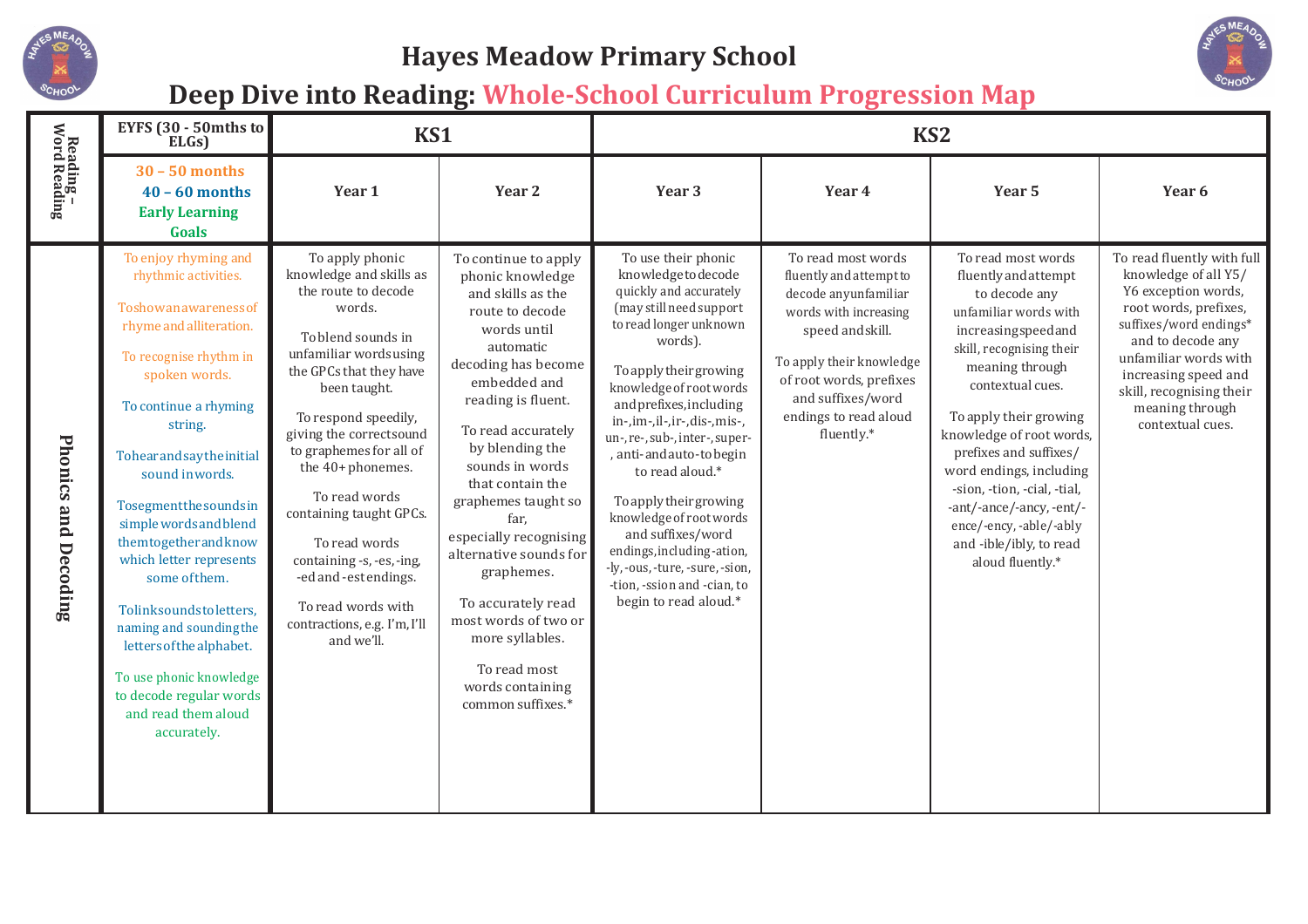# Hayes Meadow Primary School

## Deep Dive into Reading: Whole-School Curriculum Progression Map

| Reading – Word Reading | EYFS (30 - 50mths to ELGs) | KS1 | | KS2 | | | |
|---|---|---|---|---|---|---|---|
| | 30 – 50 months<br>40 – 60 months<br>Early Learning Goals | Year 1 | Year 2 | Year 3 | Year 4 | Year 5 | Year 6 |
| **Phonics and Decoding** | To enjoy rhyming and rhythmic activities.<br><br>To show an awareness of rhyme and alliteration.<br><br>To recognise rhythm in spoken words.<br><br>To continue a rhyming string.<br><br>To hear and say the initial sound in words.<br><br>To segment the sounds in simple words and blend them together and know which letter represents some of them.<br><br>To link sounds to letters, naming and sounding the letters of the alphabet.<br><br>To use phonic knowledge to decode regular words and read them aloud accurately. | To apply phonic knowledge and skills as the route to decode words.<br><br>To blend sounds in unfamiliar words using the GPCs that they have been taught.<br><br>To respond speedily, giving the correct sound to graphemes for all of the 40+ phonemes.<br><br>To read words containing taught GPCs.<br><br>To read words containing -s, -es, -ing, -ed and -est endings.<br><br>To read words with contractions, e.g. I'm, I'll and we'll. | To continue to apply phonic knowledge and skills as the route to decode words until automatic decoding has become embedded and reading is fluent.<br><br>To read accurately by blending the sounds in words that contain the graphemes taught so far, especially recognising alternative sounds for graphemes.<br><br>To accurately read most words of two or more syllables.<br><br>To read most words containing common suffixes.* | To use their phonic knowledge to decode quickly and accurately (may still need support to read longer unknown words).<br><br>To apply their growing knowledge of root words and prefixes, including in-, im-, il-, ir-, dis-, mis-, un-, re-, sub-, inter-, super-, anti- and auto- to begin to read aloud.*<br><br>To apply their growing knowledge of root words and suffixes/word endings, including -ation, -ly, -ous, -ture, -sure, -sion, -tion, -ssion and -cian, to begin to read aloud.* | To read most words fluently and attempt to decode any unfamiliar words with increasing speed and skill.<br><br>To apply their knowledge of root words, prefixes and suffixes/word endings to read aloud fluently.* | To read most words fluently and attempt to decode any unfamiliar words with increasing speed and skill, recognising their meaning through contextual cues.<br><br>To apply their growing knowledge of root words, prefixes and suffixes/ word endings, including -sion, -tion, -cial, -tial, -ant/-ance/-ancy, -ent/-ence/-ency, -able/-ably and -ible/ibly, to read aloud fluently.* | To read fluently with full knowledge of all Y5/ Y6 exception words, root words, prefixes, suffixes/word endings* and to decode any unfamiliar words with increasing speed and skill, recognising their meaning through contextual cues. |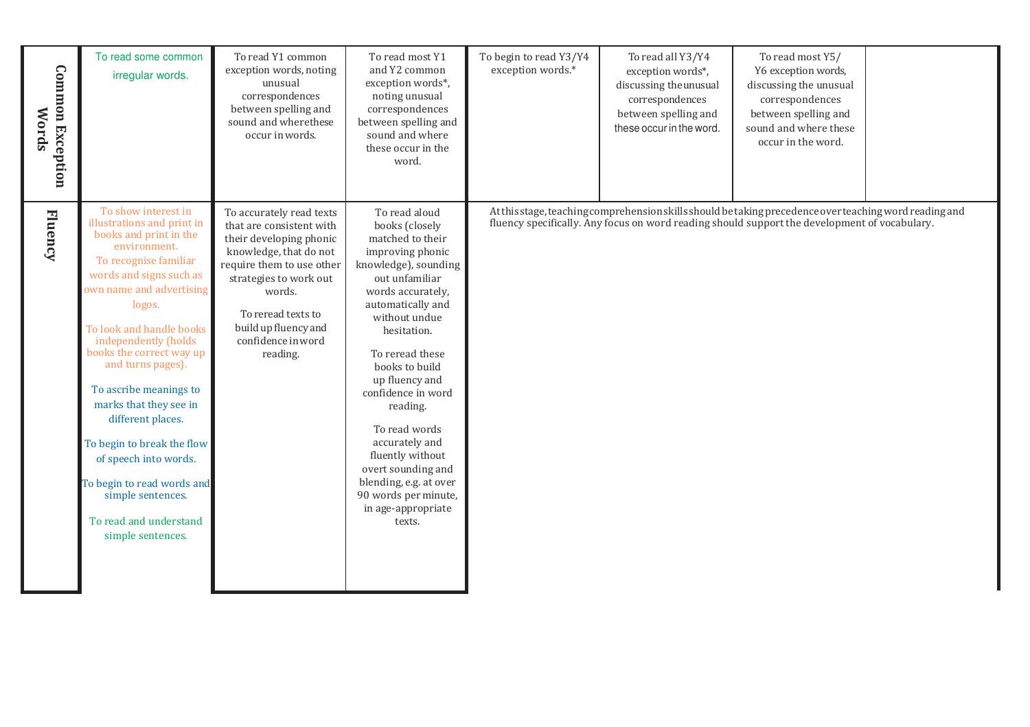| | | | | | | | |
|---|---|---|---|---|---|---|---|
| **Common Exception Words** | To read some common irregular words. | To read Y1 common exception words, noting unusual correspondences between spelling and sound and wherethese occur in words. | To read most Y1 and Y2 common exception words*, noting unusual correspondences between spelling and sound and where these occur in the word. | To begin to read Y3/Y4 exception words.* | To read all Y3/Y4 exception words*, discussing theunusual correspondences between spelling and these occur in the word. | To read most Y5/ Y6 exception words, discussing the unusual correspondences between spelling and sound and where these occur in the word. | |
| **Fluency** | To show interest in illustrations and print in books and print in the environment. To recognise familiar words and signs such as own name and advertising logos. To look and handle books independently (holds books the correct way up and turns pages). To ascribe meanings to marks that they see in different places. To begin to break the flow of speech into words. To begin to read words and simple sentences. To read and understand simple sentences. | To accurately read texts that are consistent with their developing phonic knowledge, that do not require them to use other strategies to work out words. To reread texts to build up fluency and confidence in word reading. | To read aloud books (closely matched to their improving phonic knowledge), sounding out unfamiliar words accurately, automatically and without undue hesitation. To reread these books to build up fluency and confidence in word reading. To read words accurately and fluently without overt sounding and blending, e.g. at over 90 words per minute, in age-appropriate texts. | At this stage, teaching comprehension skills should be taking precedence over teaching word reading and fluency specifically. Any focus on word reading should support the development of vocabulary. | | | |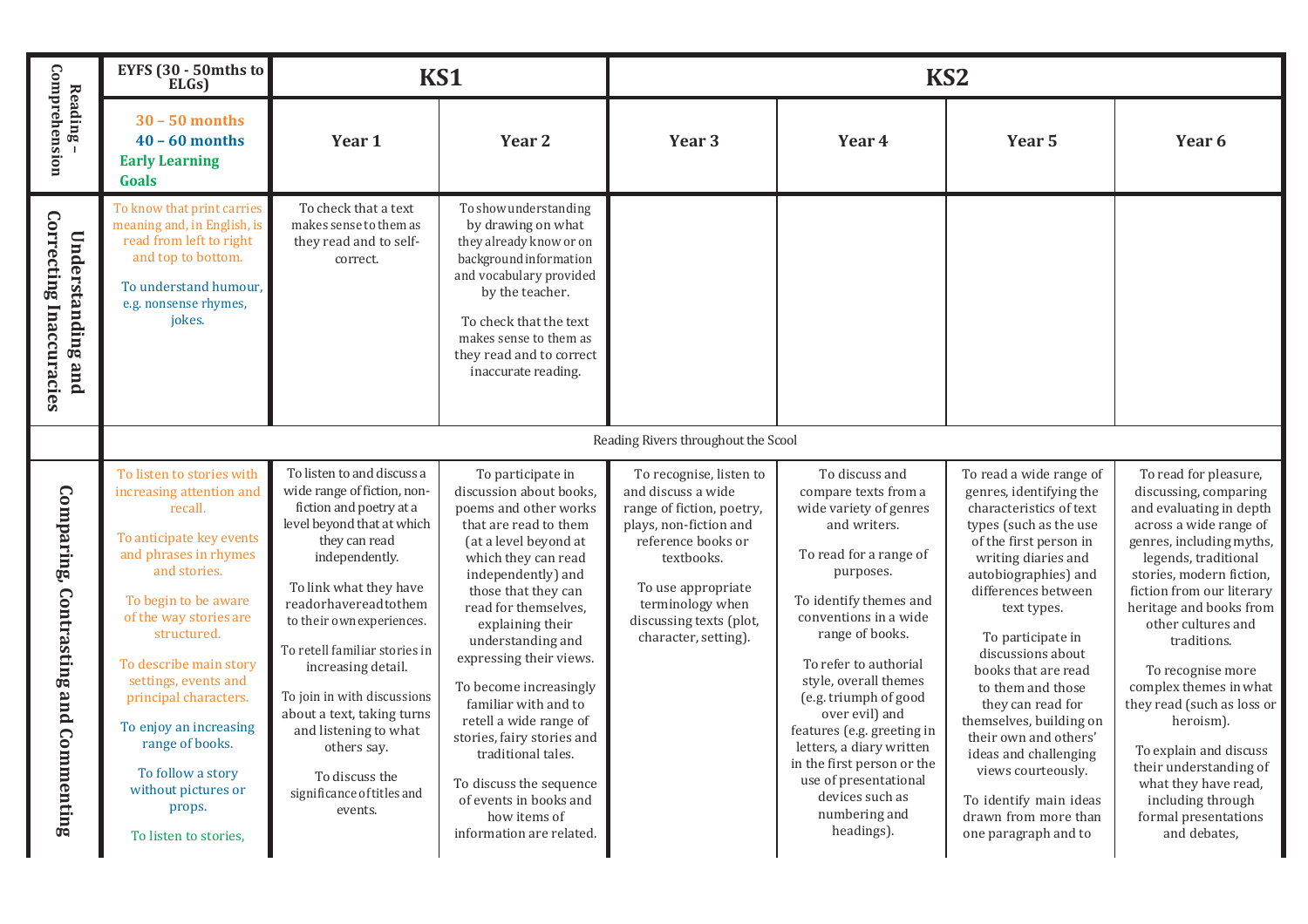| Reading – Comprehension | EYFS (30 - 50mths to ELGs) | KS1 | | KS2 | | | |
|---|---|---|---|---|---|---|---|
| | 30 – 50 months<br>40 – 60 months<br>Early Learning Goals | Year 1 | Year 2 | Year 3 | Year 4 | Year 5 | Year 6 |
| Understanding and Correcting Inaccuracies | To know that print carries meaning and, in English, is read from left to right and top to bottom.<br><br>To understand humour, e.g. nonsense rhymes, jokes. | To check that a text makes sense to them as they read and to self-correct. | To show understanding by drawing on what they already know or on background information and vocabulary provided by the teacher.<br><br>To check that the text makes sense to them as they read and to correct inaccurate reading. | | | | |
| | Reading Rivers throughout the Scool | | | | | | |
| Comparing, Contrasting and Commenting | To listen to stories with increasing attention and recall.<br><br>To anticipate key events and phrases in rhymes and stories.<br><br>To begin to be aware of the way stories are structured.<br><br>To describe main story settings, events and principal characters.<br><br>To enjoy an increasing range of books.<br><br>To follow a story without pictures or props.<br><br>To listen to stories, | To listen to and discuss a wide range of fiction, non-fiction and poetry at a level beyond that at which they can read independently.<br><br>To link what they have read or have read to them to their own experiences.<br><br>To retell familiar stories in increasing detail.<br><br>To join in with discussions about a text, taking turns and listening to what others say.<br><br>To discuss the significance of titles and events. | To participate in discussion about books, poems and other works that are read to them (at a level beyond at which they can read independently) and those that they can read for themselves, explaining their understanding and expressing their views.<br><br>To become increasingly familiar with and to retell a wide range of stories, fairy stories and traditional tales.<br><br>To discuss the sequence of events in books and how items of information are related. | To recognise, listen to and discuss a wide range of fiction, poetry, plays, non-fiction and reference books or textbooks.<br><br>To use appropriate terminology when discussing texts (plot, character, setting). | To discuss and compare texts from a wide variety of genres and writers.<br><br>To read for a range of purposes.<br><br>To identify themes and conventions in a wide range of books.<br><br>To refer to authorial style, overall themes (e.g. triumph of good over evil) and features (e.g. greeting in letters, a diary written in the first person or the use of presentational devices such as numbering and headings). | To read a wide range of genres, identifying the characteristics of text types (such as the use of the first person in writing diaries and autobiographies) and differences between text types.<br><br>To participate in discussions about books that are read to them and those they can read for themselves, building on their own and others' ideas and challenging views courteously.<br><br>To identify main ideas drawn from more than one paragraph and to | To read for pleasure, discussing, comparing and evaluating in depth across a wide range of genres, including myths, legends, traditional stories, modern fiction, fiction from our literary heritage and books from other cultures and traditions.<br><br>To recognise more complex themes in what they read (such as loss or heroism).<br><br>To explain and discuss their understanding of what they have read, including through formal presentations and debates, |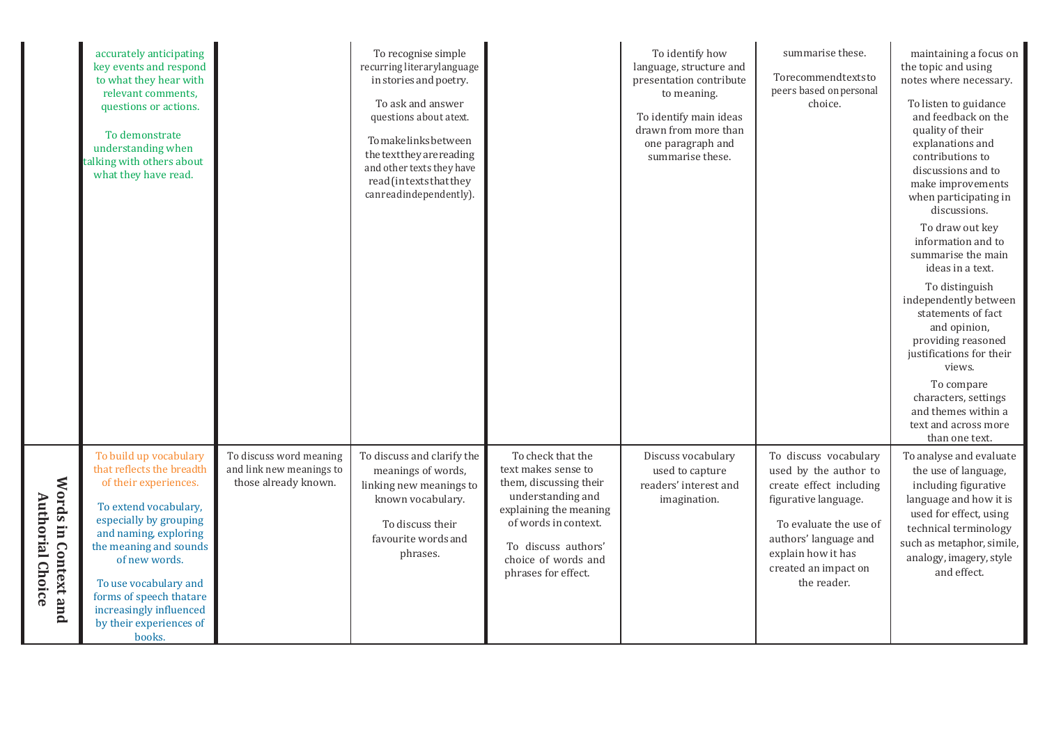| | | | | | | | |
|---|---|---|---|---|---|---|---|
| | accurately anticipating key events and respond to what they hear with relevant comments, questions or actions.<br><br>To demonstrate understanding when talking with others about what they have read. | | To recognise simple recurring literary language in stories and poetry.<br><br>To ask and answer questions about a text.<br><br>To make links between the text they are reading and other texts they have read (in texts that they can read independently). | | To identify how language, structure and presentation contribute to meaning.<br><br>To identify main ideas drawn from more than one paragraph and summarise these. | summarise these.<br><br>To recommend texts to peers based on personal choice. | maintaining a focus on the topic and using notes where necessary.<br><br>To listen to guidance and feedback on the quality of their explanations and contributions to discussions and to make improvements when participating in discussions.<br><br>To draw out key information and to summarise the main ideas in a text.<br><br>To distinguish independently between statements of fact and opinion, providing reasoned justifications for their views.<br><br>To compare characters, settings and themes within a text and across more than one text. |
| Words in Context and Authorial Choice | To build up vocabulary that reflects the breadth of their experiences.<br><br>To extend vocabulary, especially by grouping and naming, exploring the meaning and sounds of new words.<br><br>To use vocabulary and forms of speech that are increasingly influenced by their experiences of books. | To discuss word meaning and link new meanings to those already known. | To discuss and clarify the meanings of words, linking new meanings to known vocabulary.<br><br>To discuss their favourite words and phrases. | To check that the text makes sense to them, discussing their understanding and explaining the meaning of words in context.<br><br>To discuss authors' choice of words and phrases for effect. | Discuss vocabulary used to capture readers' interest and imagination. | To discuss vocabulary used by the author to create effect including figurative language.<br><br>To evaluate the use of authors' language and explain how it has created an impact on the reader. | To analyse and evaluate the use of language, including figurative language and how it is used for effect, using technical terminology such as metaphor, simile, analogy, imagery, style and effect. |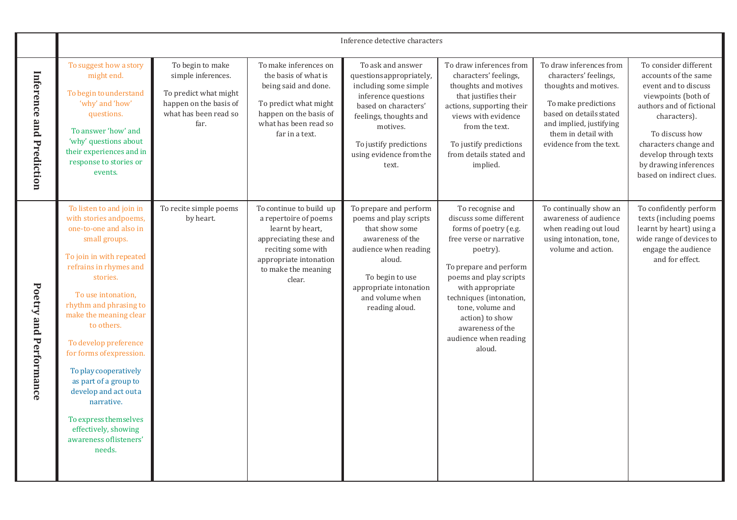| | Inference detective characters | | | | | | |
|---|---|---|---|---|---|---|---|
| **Inference and Prediction** | To suggest how a story might end.<br><br>To begin to understand 'why' and 'how' questions.<br><br>To answer 'how' and 'why' questions about their experiences and in response to stories or events. | To begin to make simple inferences.<br><br>To predict what might happen on the basis of what has been read so far. | To make inferences on the basis of what is being said and done.<br><br>To predict what might happen on the basis of what has been read so far in a text. | To ask and answer questions appropriately, including some simple inference questions based on characters' feelings, thoughts and motives.<br><br>To justify predictions using evidence from the text. | To draw inferences from characters' feelings, thoughts and motives that justifies their actions, supporting their views with evidence from the text.<br><br>To justify predictions from details stated and implied. | To draw inferences from characters' feelings, thoughts and motives.<br><br>To make predictions based on details stated and implied, justifying them in detail with evidence from the text. | To consider different accounts of the same event and to discuss viewpoints (both of authors and of fictional characters).<br><br>To discuss how characters change and develop through texts by drawing inferences based on indirect clues. |
| **Poetry and Performance** | To listen to and join in with stories and poems, one-to-one and also in small groups.<br><br>To join in with repeated refrains in rhymes and stories.<br><br>To use intonation, rhythm and phrasing to make the meaning clear to others.<br><br>To develop preference for forms of expression.<br><br>To play cooperatively as part of a group to develop and act out a narrative.<br><br>To express themselves effectively, showing awareness of listeners' needs. | To recite simple poems by heart. | To continue to build up a repertoire of poems learnt by heart, appreciating these and reciting some with appropriate intonation to make the meaning clear. | To prepare and perform poems and play scripts that show some awareness of the audience when reading aloud.<br><br>To begin to use appropriate intonation and volume when reading aloud. | To recognise and discuss some different forms of poetry (e.g. free verse or narrative poetry).<br><br>To prepare and perform poems and play scripts with appropriate techniques (intonation, tone, volume and action) to show awareness of the audience when reading aloud. | To continually show an awareness of audience when reading out loud using intonation, tone, volume and action. | To confidently perform texts (including poems learnt by heart) using a wide range of devices to engage the audience and for effect. |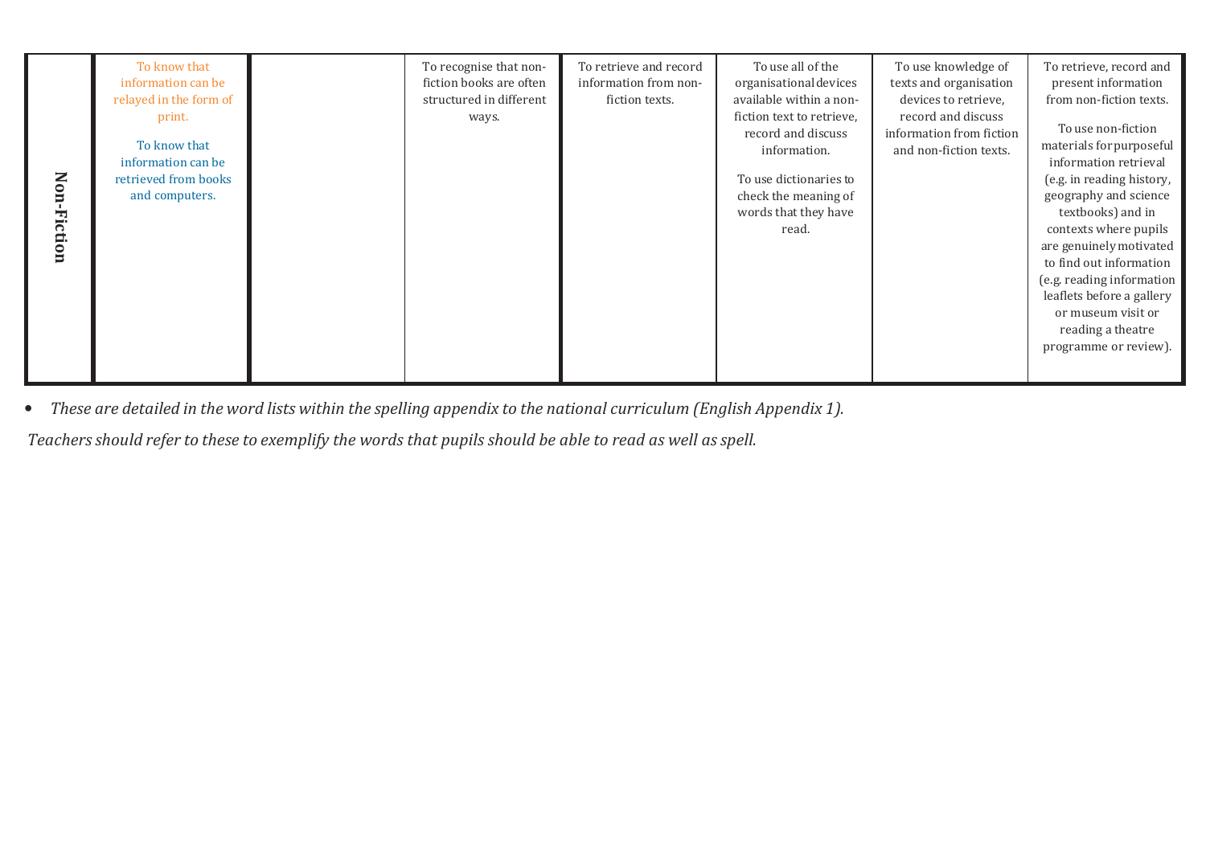| | | | | | | | | |
|---|---|---|---|---|---|---|---|---|
| **Non-Fiction** | To know that information can be relayed in the form of print.<br><br>To know that information can be retrieved from books and computers. | | To recognise that non-fiction books are often structured in different ways. | To retrieve and record information from non-fiction texts. | To use all of the organisational devices available within a non-fiction text to retrieve, record and discuss information.<br><br>To use dictionaries to check the meaning of words that they have read. | To use knowledge of texts and organisation devices to retrieve, record and discuss information from fiction and non-fiction texts. | To retrieve, record and present information from non-fiction texts.<br><br>To use non-fiction materials for purposeful information retrieval (e.g. in reading history, geography and science textbooks) and in contexts where pupils are genuinely motivated to find out information (e.g. reading information leaflets before a gallery or museum visit or reading a theatre programme or review). |

- *These are detailed in the word lists within the spelling appendix to the national curriculum (English Appendix 1).*

*Teachers should refer to these to exemplify the words that pupils should be able to read as well as spell.*